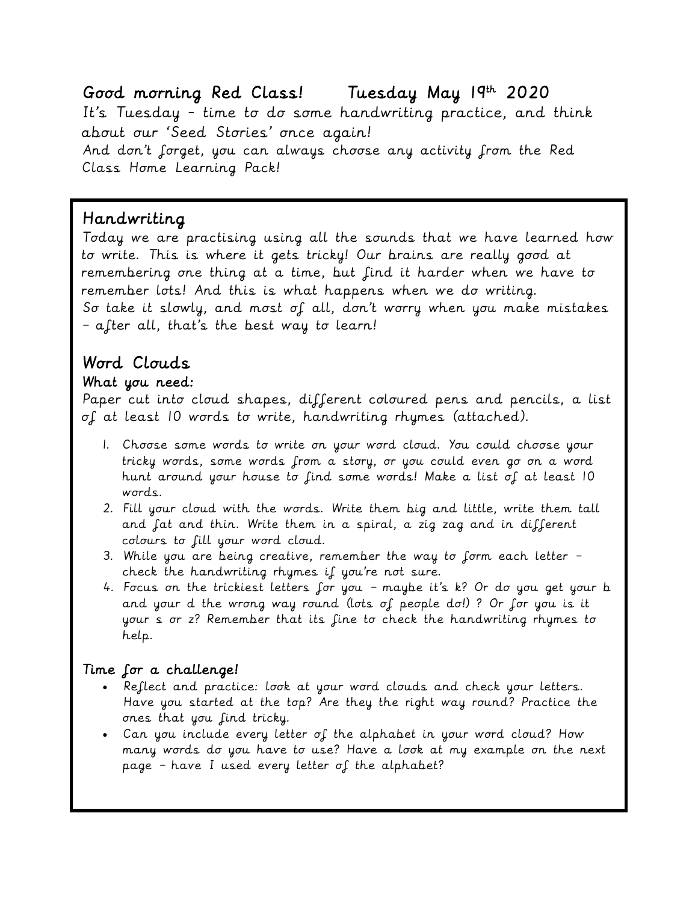# Good morning Red Class! Tuesday May 19th 2020

It's Tuesday – time to do some handwriting practice, and think about our 'Seed Stories' once again!
And don't forget, you can always choose any activity from the Red Class Home Learning Pack!

## Handwriting

Today we are practising using all the sounds that we have learned how to write. This is where it gets tricky! Our brains are really good at remembering one thing at a time, but find it harder when we have to remember lots! And this is what happens when we do writing.
So take it slowly, and most of all, don't worry when you make mistakes – after all, that's the best way to learn!

## Word Clouds

### What you need:

Paper cut into cloud shapes, different coloured pens and pencils, a list of at least 10 words to write, handwriting rhymes (attached).

1. Choose some words to write on your word cloud. You could choose your tricky words, some words from a story, or you could even go on a word hunt around your house to find some words! Make a list of at least 10 words.
2. Fill your cloud with the words. Write them big and little, write them tall and fat and thin. Write them in a spiral, a zig zag and in different colours to fill your word cloud.
3. While you are being creative, remember the way to form each letter – check the handwriting rhymes if you're not sure.
4. Focus on the trickiest letters for you – maybe it's k? Or do you get your b and your d the wrong way round (lots of people do!) ? Or for you is it your s or z? Remember that its fine to check the handwriting rhymes to help.

### Time for a challenge!

- Reflect and practice: look at your word clouds and check your letters. Have you started at the top? Are they the right way round? Practice the ones that you find tricky.
- Can you include every letter of the alphabet in your word cloud? How many words do you have to use? Have a look at my example on the next page – have I used every letter of the alphabet?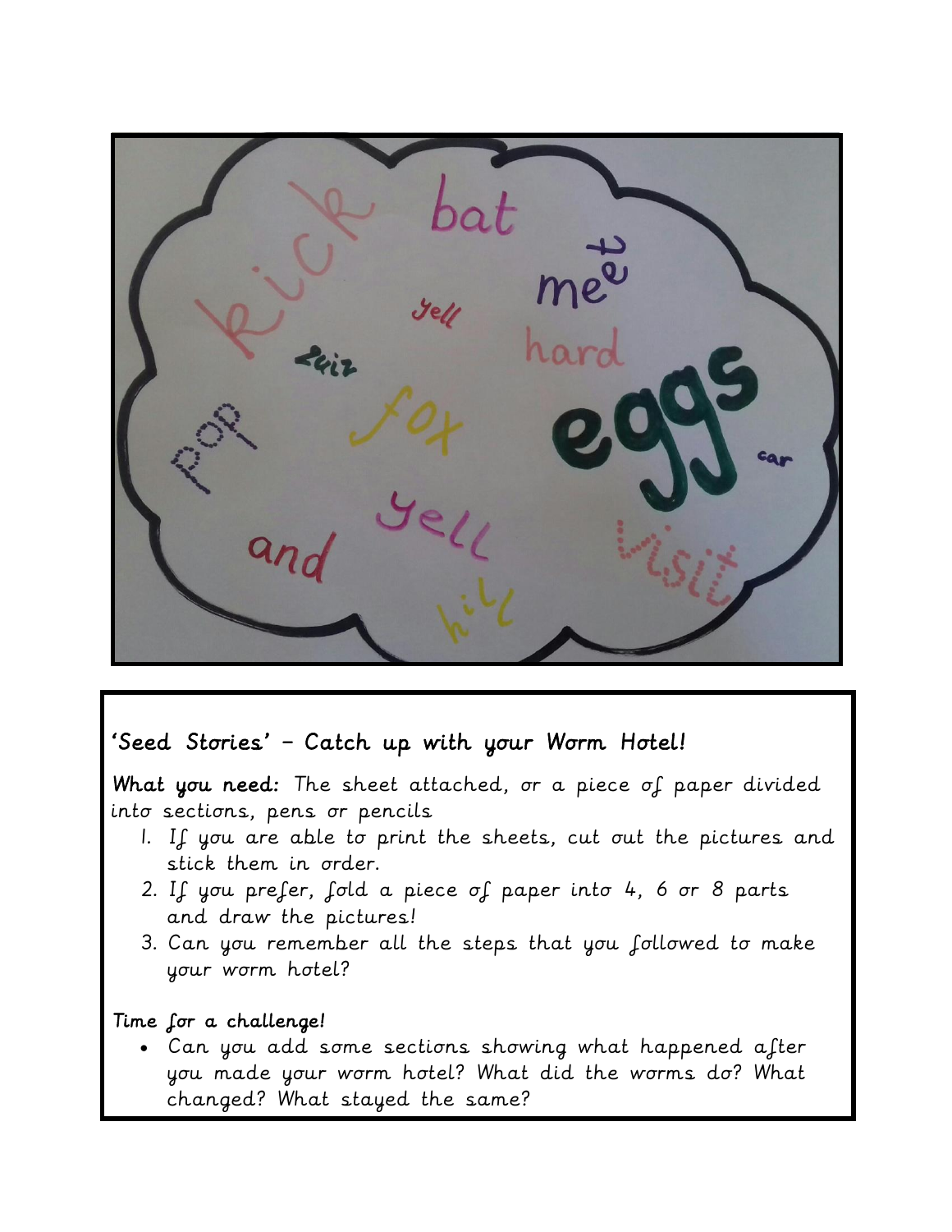## 'Seed Stories' – Catch up with your Worm Hotel!

**What you need:** *The sheet attached, or a piece of paper divided into sections, pens or pencils*

1. *If you are able to print the sheets, cut out the pictures and stick them in order.*
2. *If you prefer, fold a piece of paper into 4, 6 or 8 parts and draw the pictures!*
3. *Can you remember all the steps that you followed to make your worm hotel?*

**Time for a challenge!**

- *Can you add some sections showing what happened after you made your worm hotel? What did the worms do? What changed? What stayed the same?*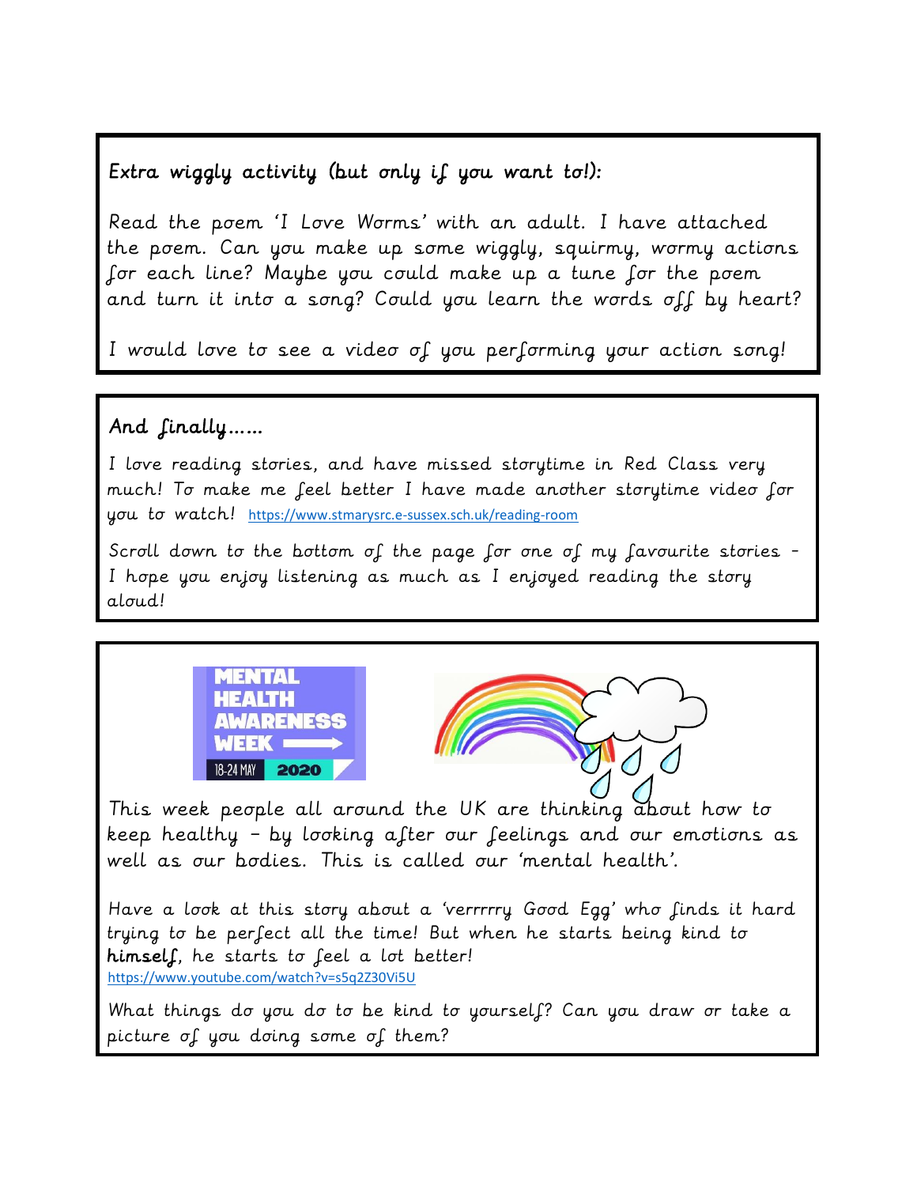## Extra wiggly activity (but only if you want to!):

Read the poem 'I Love Worms' with an adult. I have attached the poem. Can you make up some wiggly, squirmy, wormy actions for each line? Maybe you could make up a tune for the poem and turn it into a song? Could you learn the words off by heart?

I would love to see a video of you performing your action song!

## And finally……

I love reading stories, and have missed storytime in Red Class very much! To make me feel better I have made another storytime video for you to watch! https://www.stmarysrc.e-sussex.sch.uk/reading-room

Scroll down to the bottom of the page for one of my favourite stories – I hope you enjoy listening as much as I enjoyed reading the story aloud!

MENTAL HEALTH AWARENESS WEEK

18-24 MAY 2020

This week people all around the UK are thinking about how to keep healthy – by looking after our feelings and our emotions as well as our bodies. This is called our 'mental health'.

Have a look at this story about a 'verrrrry Good Egg' who finds it hard trying to be perfect all the time! But when he starts being kind to **himself**, he starts to feel a lot better!
https://www.youtube.com/watch?v=s5q2Z30Vi5U

What things do you do to be kind to yourself? Can you draw or take a picture of you doing some of them?